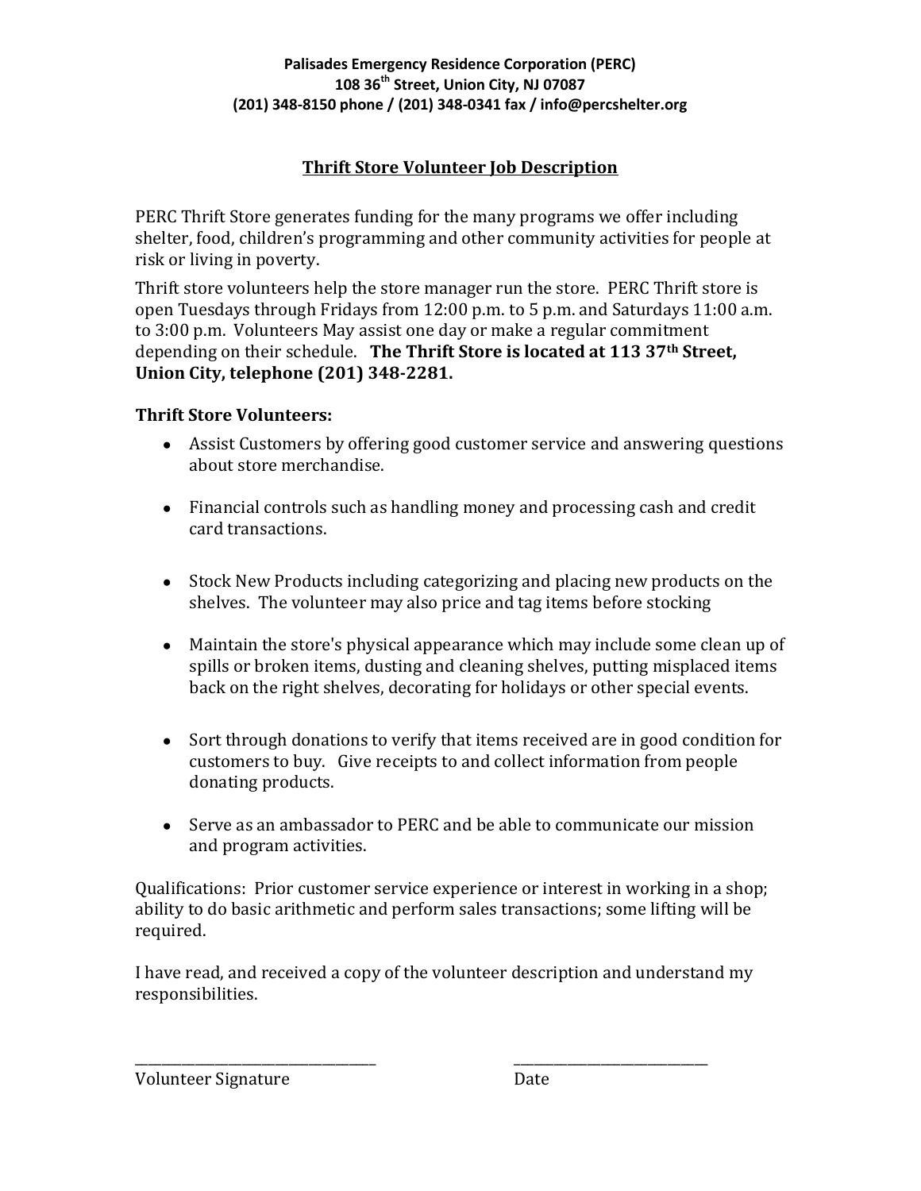**Palisades Emergency Residence Corporation (PERC)**
**108 36th Street, Union City, NJ 07087**
**(201) 348-8150 phone / (201) 348-0341 fax / info@percshelter.org**

## Thrift Store Volunteer Job Description

PERC Thrift Store generates funding for the many programs we offer including shelter, food, children's programming and other community activities for people at risk or living in poverty.

Thrift store volunteers help the store manager run the store. PERC Thrift store is open Tuesdays through Fridays from 12:00 p.m. to 5 p.m. and Saturdays 11:00 a.m. to 3:00 p.m. Volunteers May assist one day or make a regular commitment depending on their schedule. **The Thrift Store is located at 113 37th Street, Union City, telephone (201) 348-2281.**

**Thrift Store Volunteers:**

- Assist Customers by offering good customer service and answering questions about store merchandise.
- Financial controls such as handling money and processing cash and credit card transactions.
- Stock New Products including categorizing and placing new products on the shelves. The volunteer may also price and tag items before stocking
- Maintain the store's physical appearance which may include some clean up of spills or broken items, dusting and cleaning shelves, putting misplaced items back on the right shelves, decorating for holidays or other special events.
- Sort through donations to verify that items received are in good condition for customers to buy. Give receipts to and collect information from people donating products.
- Serve as an ambassador to PERC and be able to communicate our mission and program activities.

Qualifications: Prior customer service experience or interest in working in a shop; ability to do basic arithmetic and perform sales transactions; some lifting will be required.

I have read, and received a copy of the volunteer description and understand my responsibilities.

\_\_\_\_\_\_\_\_\_\_\_\_\_\_\_\_\_\_\_\_\_\_\_\_\_\_\_\_\_\_\_\_\_\_ \_\_\_\_\_\_\_\_\_\_\_\_\_\_\_\_\_\_\_\_\_\_\_\_\_\_\_\_

Volunteer Signature Date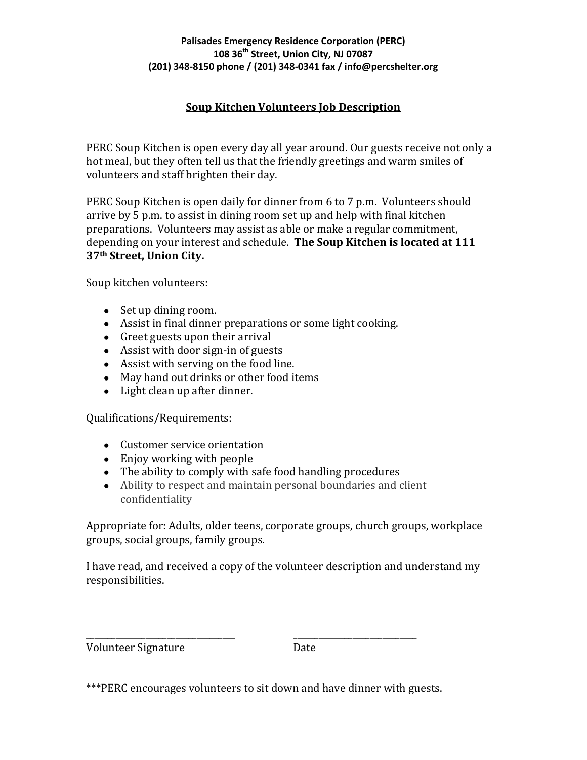**Palisades Emergency Residence Corporation (PERC)**
**108 36th Street, Union City, NJ 07087**
**(201) 348-8150 phone / (201) 348-0341 fax / info@percshelter.org**

## Soup Kitchen Volunteers Job Description

PERC Soup Kitchen is open every day all year around. Our guests receive not only a hot meal, but they often tell us that the friendly greetings and warm smiles of volunteers and staff brighten their day.

PERC Soup Kitchen is open daily for dinner from 6 to 7 p.m. Volunteers should arrive by 5 p.m. to assist in dining room set up and help with final kitchen preparations. Volunteers may assist as able or make a regular commitment, depending on your interest and schedule. **The Soup Kitchen is located at 111 37th Street, Union City.**

Soup kitchen volunteers:

- Set up dining room.
- Assist in final dinner preparations or some light cooking.
- Greet guests upon their arrival
- Assist with door sign-in of guests
- Assist with serving on the food line.
- May hand out drinks or other food items
- Light clean up after dinner.

Qualifications/Requirements:

- Customer service orientation
- Enjoy working with people
- The ability to comply with safe food handling procedures
- Ability to respect and maintain personal boundaries and client confidentiality

Appropriate for: Adults, older teens, corporate groups, church groups, workplace groups, social groups, family groups.

I have read, and received a copy of the volunteer description and understand my responsibilities.

_______________________________ Volunteer Signature

_________________________ Date

***PERC encourages volunteers to sit down and have dinner with guests.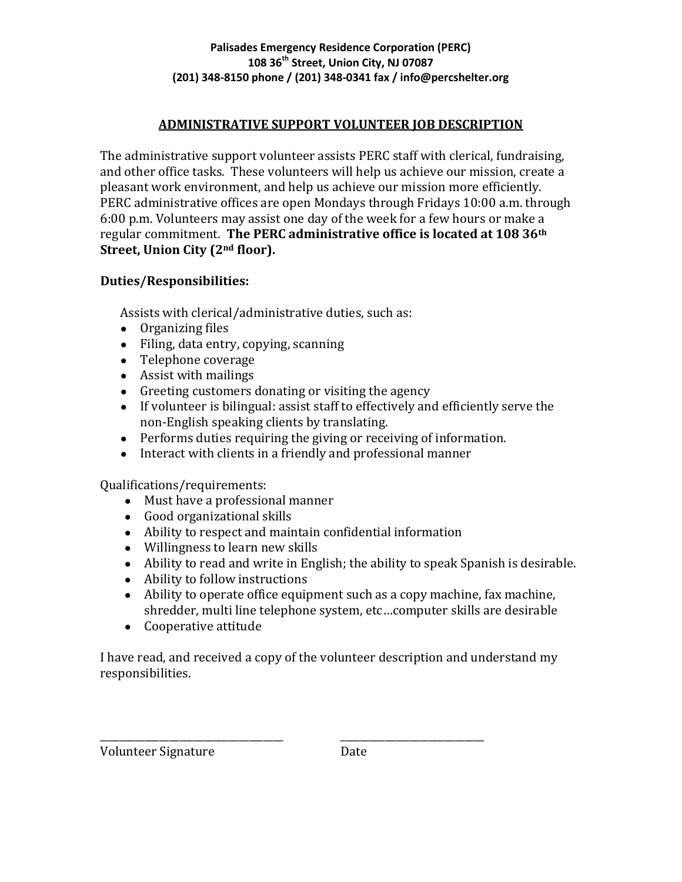**Palisades Emergency Residence Corporation (PERC)**
**108 36th Street, Union City, NJ 07087**
**(201) 348-8150 phone / (201) 348-0341 fax / info@percshelter.org**

## ADMINISTRATIVE SUPPORT VOLUNTEER JOB DESCRIPTION

The administrative support volunteer assists PERC staff with clerical, fundraising, and other office tasks. These volunteers will help us achieve our mission, create a pleasant work environment, and help us achieve our mission more efficiently. PERC administrative offices are open Mondays through Fridays 10:00 a.m. through 6:00 p.m. Volunteers may assist one day of the week for a few hours or make a regular commitment. **The PERC administrative office is located at 108 36th Street, Union City (2nd floor).**

**Duties/Responsibilities:**

Assists with clerical/administrative duties, such as:

- Organizing files
- Filing, data entry, copying, scanning
- Telephone coverage
- Assist with mailings
- Greeting customers donating or visiting the agency
- If volunteer is bilingual: assist staff to effectively and efficiently serve the non-English speaking clients by translating.
- Performs duties requiring the giving or receiving of information.
- Interact with clients in a friendly and professional manner

Qualifications/requirements:

- Must have a professional manner
- Good organizational skills
- Ability to respect and maintain confidential information
- Willingness to learn new skills
- Ability to read and write in English; the ability to speak Spanish is desirable.
- Ability to follow instructions
- Ability to operate office equipment such as a copy machine, fax machine, shredder, multi line telephone system, etc…computer skills are desirable
- Cooperative attitude

I have read, and received a copy of the volunteer description and understand my responsibilities.

\_\_\_\_\_\_\_\_\_\_\_\_\_\_\_\_\_\_\_\_\_\_\_\_\_\_\_\_\_\_\_\_\_\_ \_\_\_\_\_\_\_\_\_\_\_\_\_\_\_\_\_\_\_\_\_\_\_\_\_\_\_

Volunteer Signature Date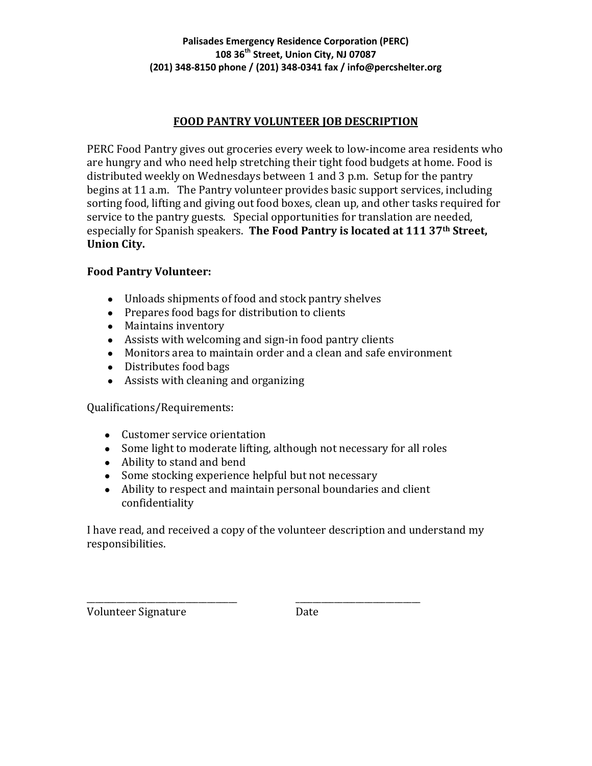**Palisades Emergency Residence Corporation (PERC)**
**108 36th Street, Union City, NJ 07087**
**(201) 348-8150 phone / (201) 348-0341 fax / info@percshelter.org**

## FOOD PANTRY VOLUNTEER JOB DESCRIPTION

PERC Food Pantry gives out groceries every week to low-income area residents who are hungry and who need help stretching their tight food budgets at home. Food is distributed weekly on Wednesdays between 1 and 3 p.m. Setup for the pantry begins at 11 a.m. The Pantry volunteer provides basic support services, including sorting food, lifting and giving out food boxes, clean up, and other tasks required for service to the pantry guests. Special opportunities for translation are needed, especially for Spanish speakers. **The Food Pantry is located at 111 37th Street, Union City.**

**Food Pantry Volunteer:**

- Unloads shipments of food and stock pantry shelves
- Prepares food bags for distribution to clients
- Maintains inventory
- Assists with welcoming and sign-in food pantry clients
- Monitors area to maintain order and a clean and safe environment
- Distributes food bags
- Assists with cleaning and organizing

Qualifications/Requirements:

- Customer service orientation
- Some light to moderate lifting, although not necessary for all roles
- Ability to stand and bend
- Some stocking experience helpful but not necessary
- Ability to respect and maintain personal boundaries and client confidentiality

I have read, and received a copy of the volunteer description and understand my responsibilities.

\_\_\_\_\_\_\_\_\_\_\_\_\_\_\_\_\_\_\_\_\_\_\_\_\_\_\_\_\_\_ \_\_\_\_\_\_\_\_\_\_\_\_\_\_\_\_\_\_\_\_\_\_\_\_\_

Volunteer Signature Date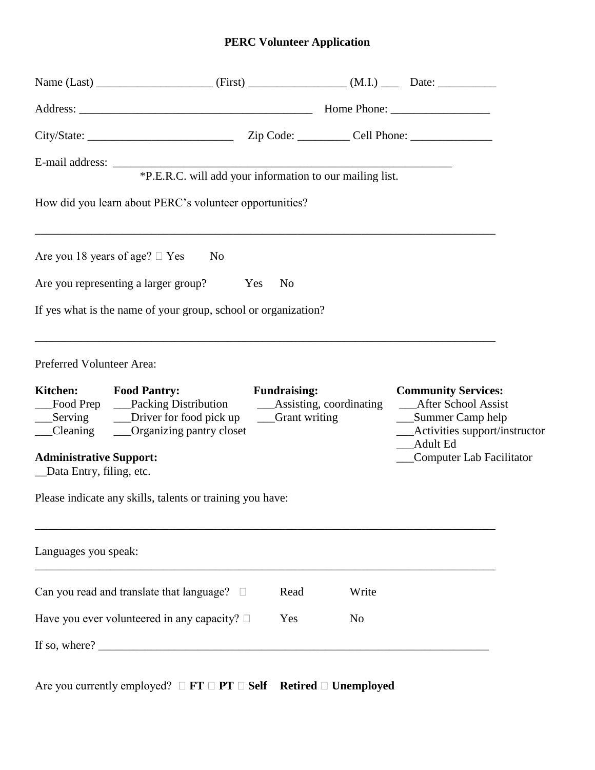# PERC Volunteer Application

Name (Last) ____________________ (First) _________________ (M.I.) ___ Date: __________

Address: ________________________________________ Home Phone: _________________

City/State: _________________________ Zip Code: _________ Cell Phone: ______________

E-mail address: ____________________________________________________________

*P.E.R.C. will add your information to our mailing list.

How did you learn about PERC's volunteer opportunities?

_______________________________________________________________________________

Are you 18 years of age? ☐ Yes No

Are you representing a larger group? Yes No

If yes what is the name of your group, school or organization?

_______________________________________________________________________________

Preferred Volunteer Area:

**Kitchen:**
___Food Prep
___Serving
___Cleaning

**Food Pantry:**
___Packing Distribution
___Driver for food pick up
___Organizing pantry closet

**Fundraising:**
___Assisting, coordinating
___Grant writing

**Community Services:**
___After School Assist
___Summer Camp help
___Activities support/instructor
___Adult Ed
___Computer Lab Facilitator

**Administrative Support:**
__Data Entry, filing, etc.

Please indicate any skills, talents or training you have:

_______________________________________________________________________________

Languages you speak:

_______________________________________________________________________________

Can you read and translate that language? ☐ Read Write

Have you ever volunteered in any capacity? ☐ Yes No

If so, where? ______________________________________________________________________

Are you currently employed? ☐ **FT** ☐ **PT** ☐ **Self** **Retired** ☐ **Unemployed**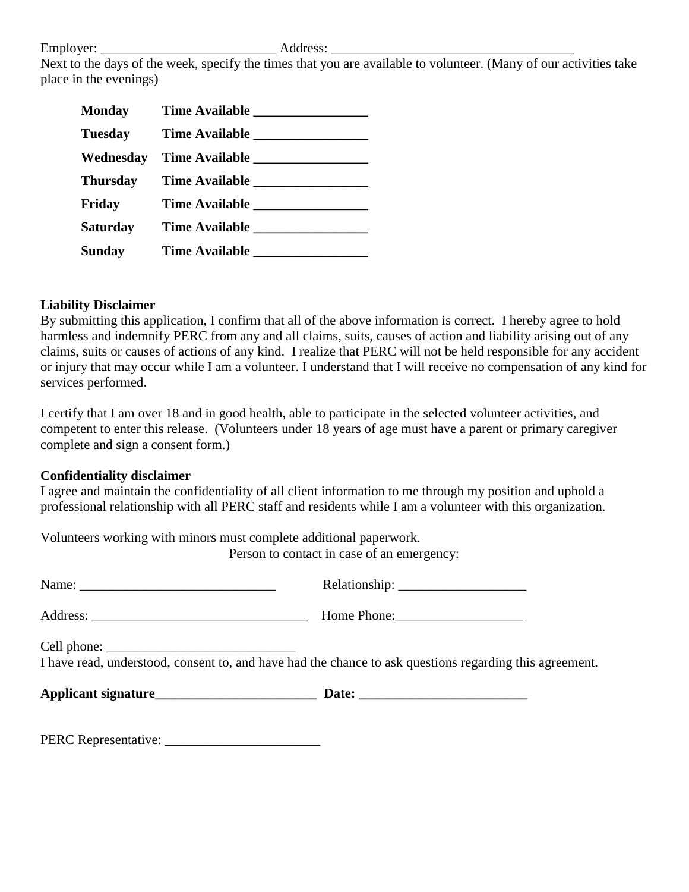Employer: _________________________ Address: ___________________________________

Next to the days of the week, specify the times that you are available to volunteer. (Many of our activities take place in the evenings)

**Monday** **Time Available ________________**

**Tuesday** **Time Available ________________**

**Wednesday** **Time Available ________________**

**Thursday** **Time Available ________________**

**Friday** **Time Available ________________**

**Saturday** **Time Available ________________**

**Sunday** **Time Available ________________**

**Liability Disclaimer**

By submitting this application, I confirm that all of the above information is correct. I hereby agree to hold harmless and indemnify PERC from any and all claims, suits, causes of action and liability arising out of any claims, suits or causes of actions of any kind. I realize that PERC will not be held responsible for any accident or injury that may occur while I am a volunteer. I understand that I will receive no compensation of any kind for services performed.

I certify that I am over 18 and in good health, able to participate in the selected volunteer activities, and competent to enter this release. (Volunteers under 18 years of age must have a parent or primary caregiver complete and sign a consent form.)

**Confidentiality disclaimer**

I agree and maintain the confidentiality of all client information to me through my position and uphold a professional relationship with all PERC staff and residents while I am a volunteer with this organization.

Volunteers working with minors must complete additional paperwork.

Person to contact in case of an emergency:

Name: ____________________________ Relationship: ___________________

Address: _______________________________ Home Phone:___________________

Cell phone: ___________________________

I have read, understood, consent to, and have had the chance to ask questions regarding this agreement.

**Applicant signature________________________ Date: ________________________**

PERC Representative: ______________________